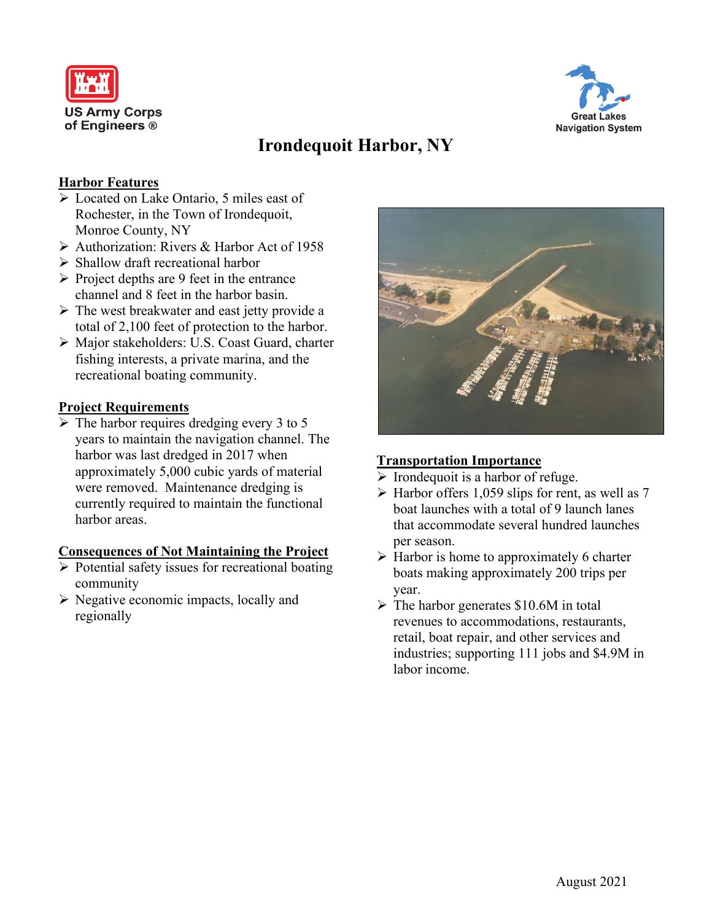US Army Corps of Engineers ®

Great Lakes Navigation System

# Irondequoit Harbor, NY

## Harbor Features

- Located on Lake Ontario, 5 miles east of Rochester, in the Town of Irondequoit, Monroe County, NY
- Authorization: Rivers & Harbor Act of 1958
- Shallow draft recreational harbor
- Project depths are 9 feet in the entrance channel and 8 feet in the harbor basin.
- The west breakwater and east jetty provide a total of 2,100 feet of protection to the harbor.
- Major stakeholders: U.S. Coast Guard, charter fishing interests, a private marina, and the recreational boating community.

## Project Requirements

- The harbor requires dredging every 3 to 5 years to maintain the navigation channel. The harbor was last dredged in 2017 when approximately 5,000 cubic yards of material were removed. Maintenance dredging is currently required to maintain the functional harbor areas.

## Consequences of Not Maintaining the Project

- Potential safety issues for recreational boating community
- Negative economic impacts, locally and regionally

## Transportation Importance

- Irondequoit is a harbor of refuge.
- Harbor offers 1,059 slips for rent, as well as 7 boat launches with a total of 9 launch lanes that accommodate several hundred launches per season.
- Harbor is home to approximately 6 charter boats making approximately 200 trips per year.
- The harbor generates $10.6M in total revenues to accommodations, restaurants, retail, boat repair, and other services and industries; supporting 111 jobs and $4.9M in labor income.

August 2021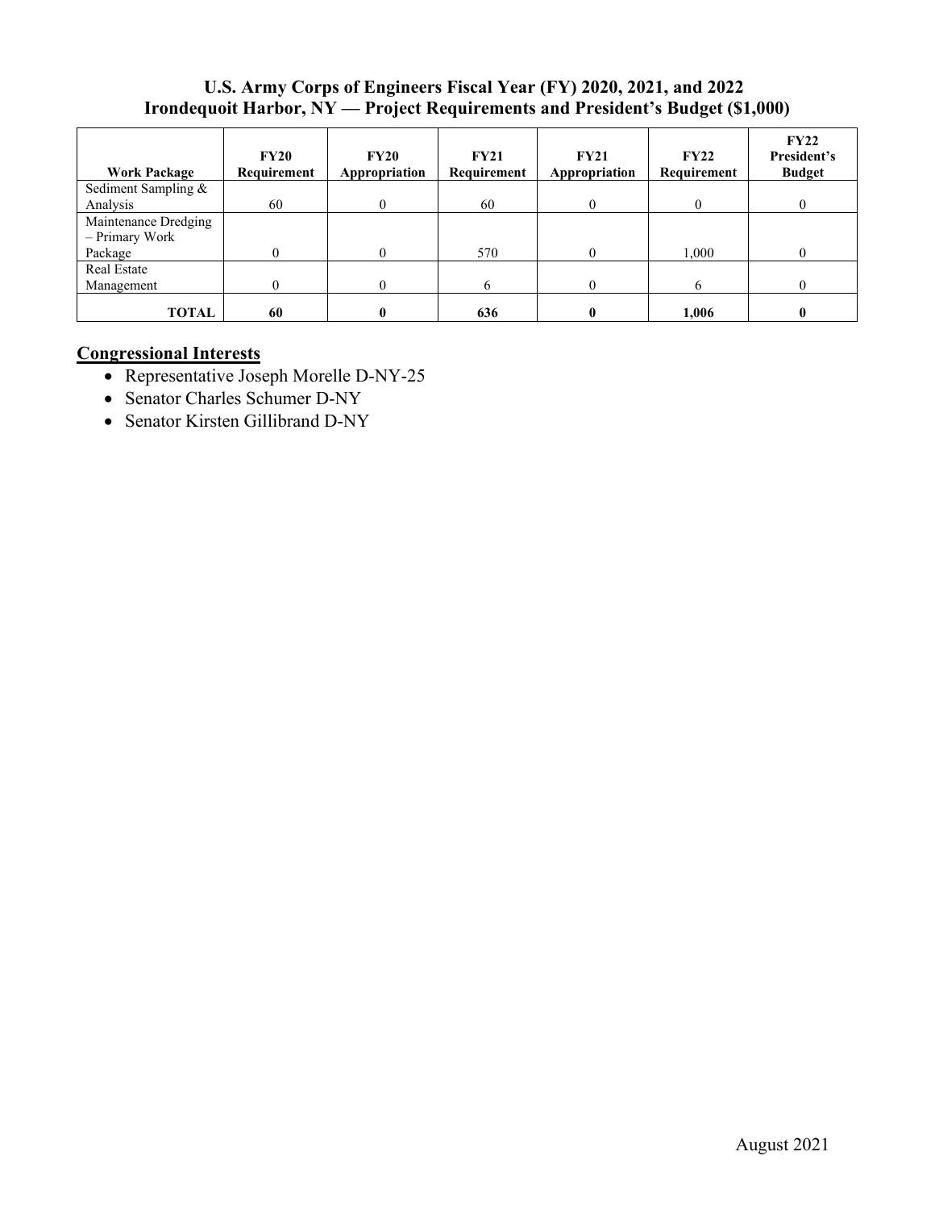**U.S. Army Corps of Engineers Fiscal Year (FY) 2020, 2021, and 2022**
**Irondequoit Harbor, NY — Project Requirements and President's Budget ($1,000)**

| Work Package | FY20 Requirement | FY20 Appropriation | FY21 Requirement | FY21 Appropriation | FY22 Requirement | FY22 President's Budget |
|---|---|---|---|---|---|---|
| Sediment Sampling & Analysis | 60 | 0 | 60 | 0 | 0 | 0 |
| Maintenance Dredging – Primary Work Package | 0 | 0 | 570 | 0 | 1,000 | 0 |
| Real Estate Management | 0 | 0 | 6 | 0 | 6 | 0 |
| **TOTAL** | **60** | **0** | **636** | **0** | **1,006** | **0** |

## Congressional Interests

- Representative Joseph Morelle D-NY-25
- Senator Charles Schumer D-NY
- Senator Kirsten Gillibrand D-NY

August 2021